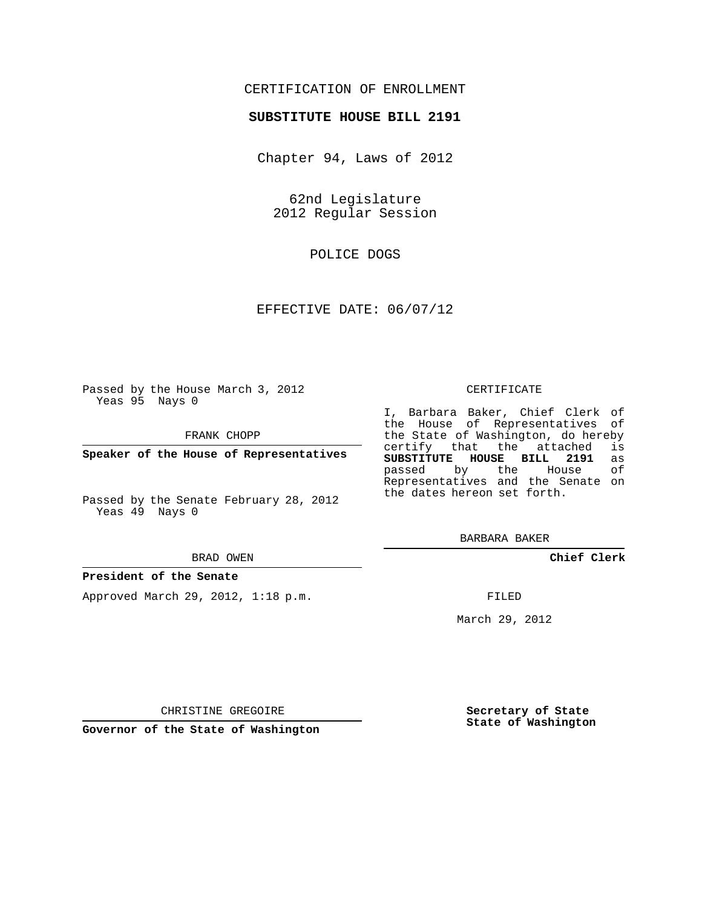CERTIFICATION OF ENROLLMENT

**SUBSTITUTE HOUSE BILL 2191**

Chapter 94, Laws of 2012

62nd Legislature
2012 Regular Session

POLICE DOGS

EFFECTIVE DATE: 06/07/12

Passed by the House March 3, 2012
Yeas 95 Nays 0

FRANK CHOPP

**Speaker of the House of Representatives**

Passed by the Senate February 28, 2012
Yeas 49 Nays 0

BRAD OWEN

**President of the Senate**

Approved March 29, 2012, 1:18 p.m.

CHRISTINE GREGOIRE

**Governor of the State of Washington**

CERTIFICATE

I, Barbara Baker, Chief Clerk of the House of Representatives of the State of Washington, do hereby certify that the attached is **SUBSTITUTE HOUSE BILL 2191** as passed by the House of Representatives and the Senate on the dates hereon set forth.

BARBARA BAKER

**Chief Clerk**

FILED

March 29, 2012

**Secretary of State**
**State of Washington**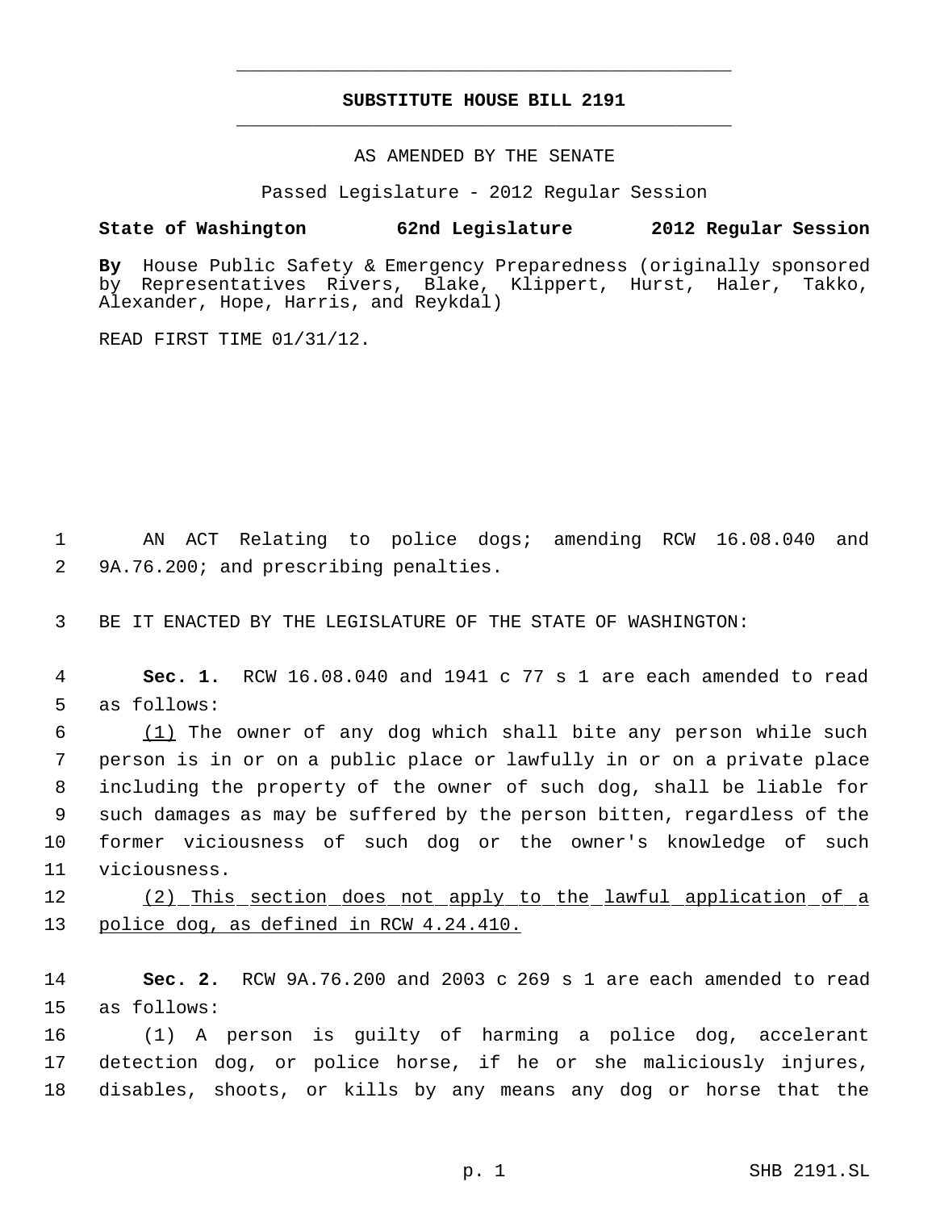**SUBSTITUTE HOUSE BILL 2191**

AS AMENDED BY THE SENATE

Passed Legislature - 2012 Regular Session

**State of Washington 62nd Legislature 2012 Regular Session**

**By** House Public Safety & Emergency Preparedness (originally sponsored by Representatives Rivers, Blake, Klippert, Hurst, Haler, Takko, Alexander, Hope, Harris, and Reykdal)

READ FIRST TIME 01/31/12.

AN ACT Relating to police dogs; amending RCW 16.08.040 and 9A.76.200; and prescribing penalties.

BE IT ENACTED BY THE LEGISLATURE OF THE STATE OF WASHINGTON:

**Sec. 1.** RCW 16.08.040 and 1941 c 77 s 1 are each amended to read as follows:

(1) The owner of any dog which shall bite any person while such person is in or on a public place or lawfully in or on a private place including the property of the owner of such dog, shall be liable for such damages as may be suffered by the person bitten, regardless of the former viciousness of such dog or the owner's knowledge of such viciousness.

(2) This section does not apply to the lawful application of a police dog, as defined in RCW 4.24.410.

**Sec. 2.** RCW 9A.76.200 and 2003 c 269 s 1 are each amended to read as follows:

(1) A person is guilty of harming a police dog, accelerant detection dog, or police horse, if he or she maliciously injures, disables, shoots, or kills by any means any dog or horse that the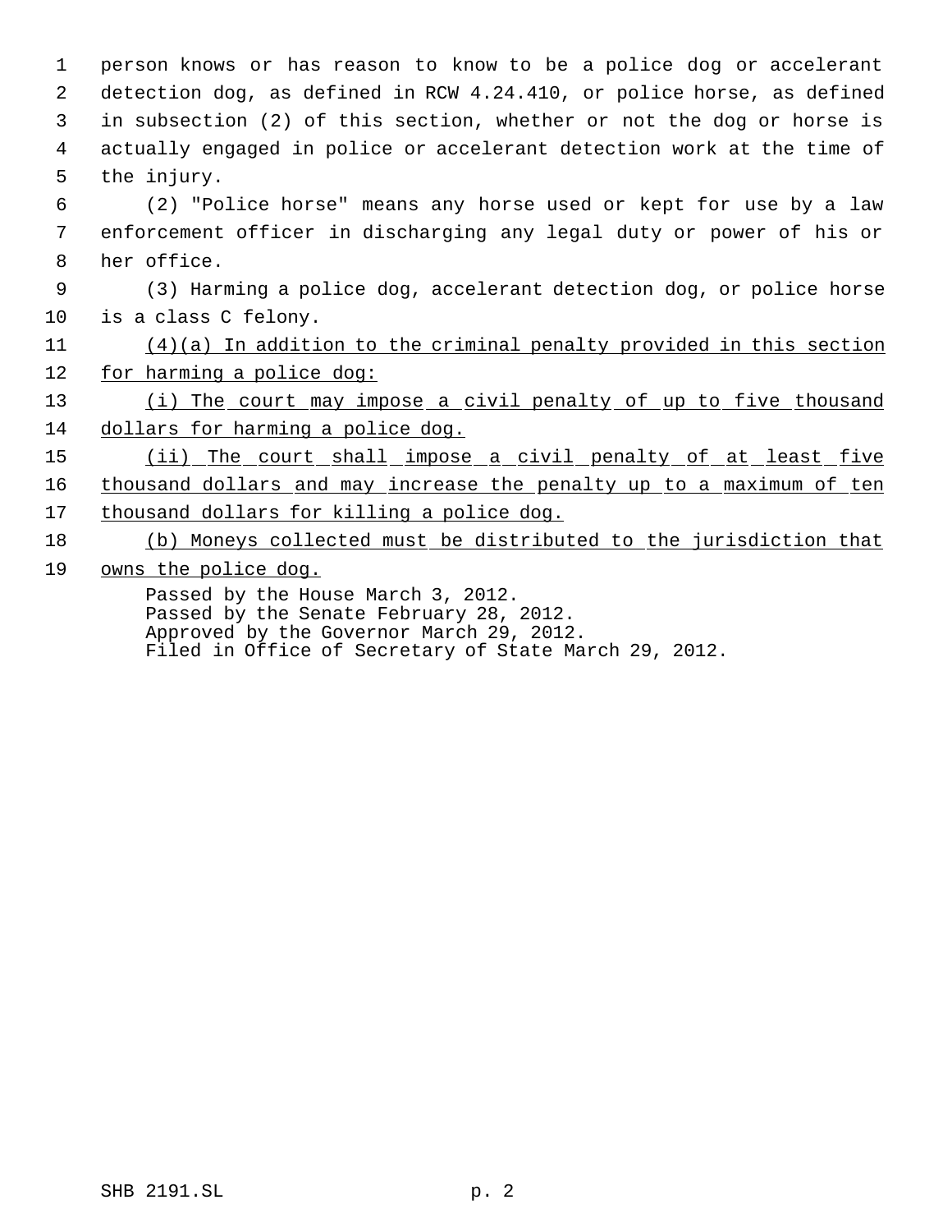person knows or has reason to know to be a police dog or accelerant detection dog, as defined in RCW 4.24.410, or police horse, as defined in subsection (2) of this section, whether or not the dog or horse is actually engaged in police or accelerant detection work at the time of the injury.

(2) "Police horse" means any horse used or kept for use by a law enforcement officer in discharging any legal duty or power of his or her office.

(3) Harming a police dog, accelerant detection dog, or police horse is a class C felony.

<u>(4)(a) In addition to the criminal penalty provided in this section for harming a police dog:</u>

<u>(i) The court may impose a civil penalty of up to five thousand dollars for harming a police dog.</u>

<u>(ii) The court shall impose a civil penalty of at least five thousand dollars and may increase the penalty up to a maximum of ten thousand dollars for killing a police dog.</u>

<u>(b) Moneys collected must be distributed to the jurisdiction that owns the police dog.</u>

Passed by the House March 3, 2012.
Passed by the Senate February 28, 2012.
Approved by the Governor March 29, 2012.
Filed in Office of Secretary of State March 29, 2012.